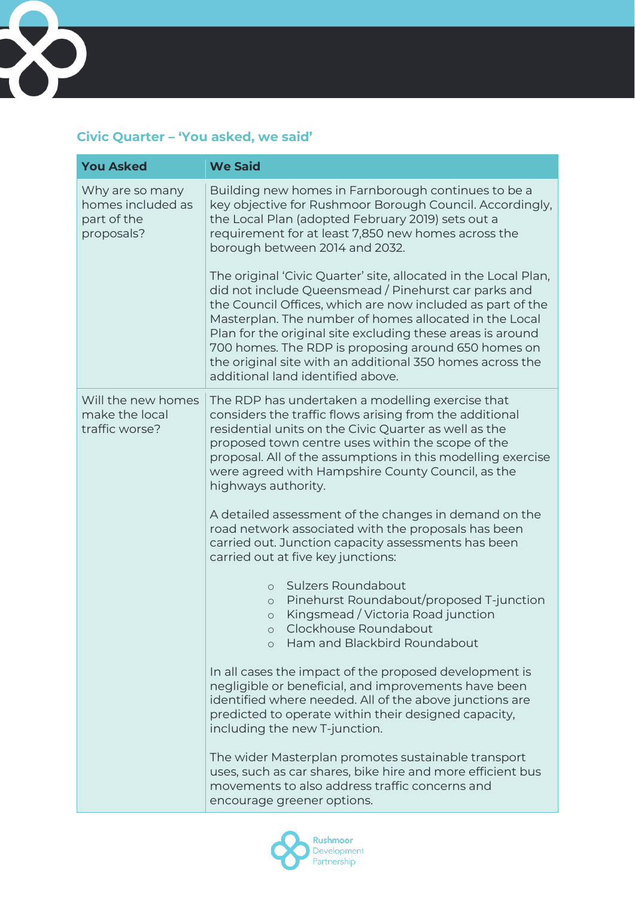## Civic Quarter – 'You asked, we said'

| You Asked | We Said |
| --- | --- |
| Why are so many homes included as part of the proposals? | Building new homes in Farnborough continues to be a key objective for Rushmoor Borough Council. Accordingly, the Local Plan (adopted February 2019) sets out a requirement for at least 7,850 new homes across the borough between 2014 and 2032.<br><br>The original 'Civic Quarter' site, allocated in the Local Plan, did not include Queensmead / Pinehurst car parks and the Council Offices, which are now included as part of the Masterplan. The number of homes allocated in the Local Plan for the original site excluding these areas is around 700 homes. The RDP is proposing around 650 homes on the original site with an additional 350 homes across the additional land identified above. |
| Will the new homes make the local traffic worse? | The RDP has undertaken a modelling exercise that considers the traffic flows arising from the additional residential units on the Civic Quarter as well as the proposed town centre uses within the scope of the proposal. All of the assumptions in this modelling exercise were agreed with Hampshire County Council, as the highways authority.<br><br>A detailed assessment of the changes in demand on the road network associated with the proposals has been carried out. Junction capacity assessments has been carried out at five key junctions:<br><br>○ Sulzers Roundabout<br>○ Pinehurst Roundabout/proposed T-junction<br>○ Kingsmead / Victoria Road junction<br>○ Clockhouse Roundabout<br>○ Ham and Blackbird Roundabout<br><br>In all cases the impact of the proposed development is negligible or beneficial, and improvements have been identified where needed. All of the above junctions are predicted to operate within their designed capacity, including the new T-junction.<br><br>The wider Masterplan promotes sustainable transport uses, such as car shares, bike hire and more efficient bus movements to also address traffic concerns and encourage greener options. |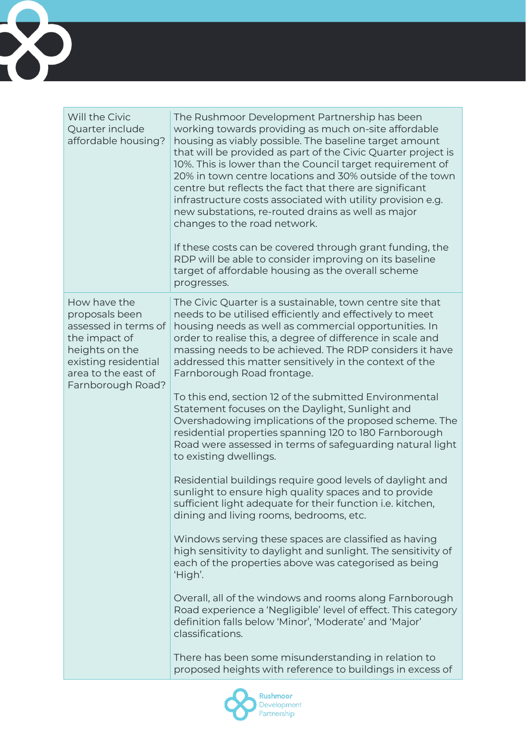| | |
|---|---|
| Will the Civic Quarter include affordable housing? | The Rushmoor Development Partnership has been working towards providing as much on-site affordable housing as viably possible. The baseline target amount that will be provided as part of the Civic Quarter project is 10%. This is lower than the Council target requirement of 20% in town centre locations and 30% outside of the town centre but reflects the fact that there are significant infrastructure costs associated with utility provision e.g. new substations, re-routed drains as well as major changes to the road network.<br><br>If these costs can be covered through grant funding, the RDP will be able to consider improving on its baseline target of affordable housing as the overall scheme progresses. |
| How have the proposals been assessed in terms of the impact of heights on the existing residential area to the east of Farnborough Road? | The Civic Quarter is a sustainable, town centre site that needs to be utilised efficiently and effectively to meet housing needs as well as commercial opportunities. In order to realise this, a degree of difference in scale and massing needs to be achieved. The RDP considers it have addressed this matter sensitively in the context of the Farnborough Road frontage.<br><br>To this end, section 12 of the submitted Environmental Statement focuses on the Daylight, Sunlight and Overshadowing implications of the proposed scheme. The residential properties spanning 120 to 180 Farnborough Road were assessed in terms of safeguarding natural light to existing dwellings.<br><br>Residential buildings require good levels of daylight and sunlight to ensure high quality spaces and to provide sufficient light adequate for their function i.e. kitchen, dining and living rooms, bedrooms, etc.<br><br>Windows serving these spaces are classified as having high sensitivity to daylight and sunlight. The sensitivity of each of the properties above was categorised as being 'High'.<br><br>Overall, all of the windows and rooms along Farnborough Road experience a 'Negligible' level of effect. This category definition falls below 'Minor', 'Moderate' and 'Major' classifications.<br><br>There has been some misunderstanding in relation to proposed heights with reference to buildings in excess of |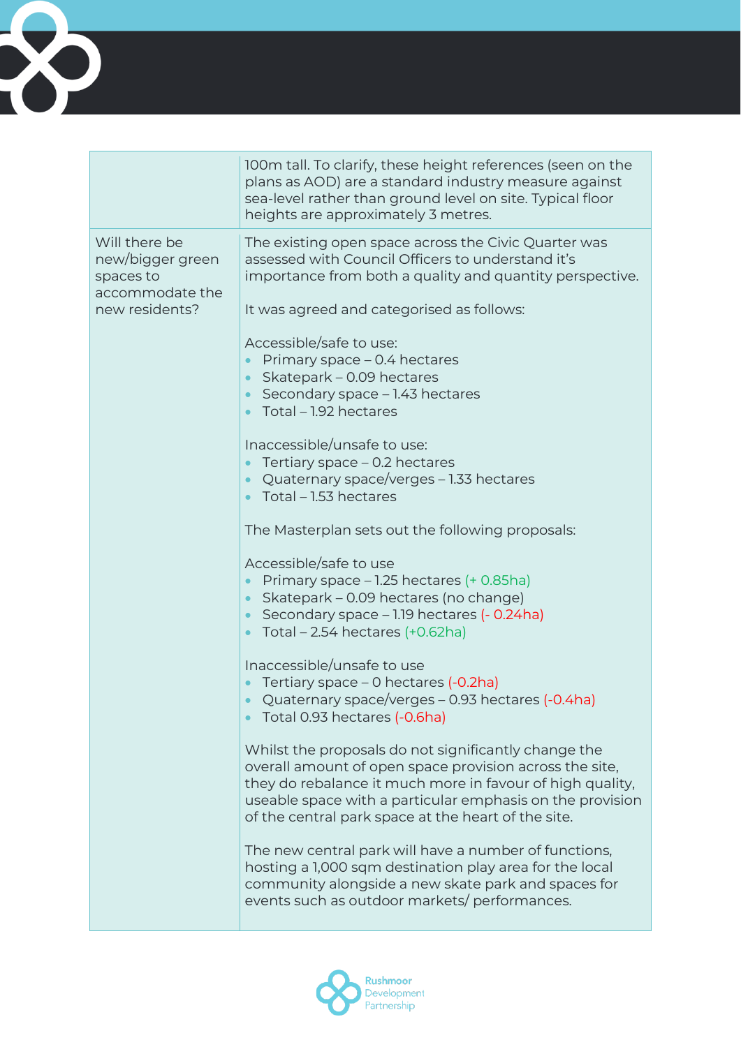| | |
|---|---|
| | 100m tall. To clarify, these height references (seen on the plans as AOD) are a standard industry measure against sea-level rather than ground level on site. Typical floor heights are approximately 3 metres. |
| Will there be new/bigger green spaces to accommodate the new residents? | The existing open space across the Civic Quarter was assessed with Council Officers to understand it's importance from both a quality and quantity perspective.<br><br>It was agreed and categorised as follows:<br><br>Accessible/safe to use:<br>• Primary space – 0.4 hectares<br>• Skatepark – 0.09 hectares<br>• Secondary space – 1.43 hectares<br>• Total – 1.92 hectares<br><br>Inaccessible/unsafe to use:<br>• Tertiary space – 0.2 hectares<br>• Quaternary space/verges – 1.33 hectares<br>• Total – 1.53 hectares<br><br>The Masterplan sets out the following proposals:<br><br>Accessible/safe to use<br>• Primary space – 1.25 hectares (+ 0.85ha)<br>• Skatepark – 0.09 hectares (no change)<br>• Secondary space – 1.19 hectares (- 0.24ha)<br>• Total – 2.54 hectares (+0.62ha)<br><br>Inaccessible/unsafe to use<br>• Tertiary space – 0 hectares (-0.2ha)<br>• Quaternary space/verges – 0.93 hectares (-0.4ha)<br>• Total 0.93 hectares (-0.6ha)<br><br>Whilst the proposals do not significantly change the overall amount of open space provision across the site, they do rebalance it much more in favour of high quality, useable space with a particular emphasis on the provision of the central park space at the heart of the site.<br><br>The new central park will have a number of functions, hosting a 1,000 sqm destination play area for the local community alongside a new skate park and spaces for events such as outdoor markets/ performances. |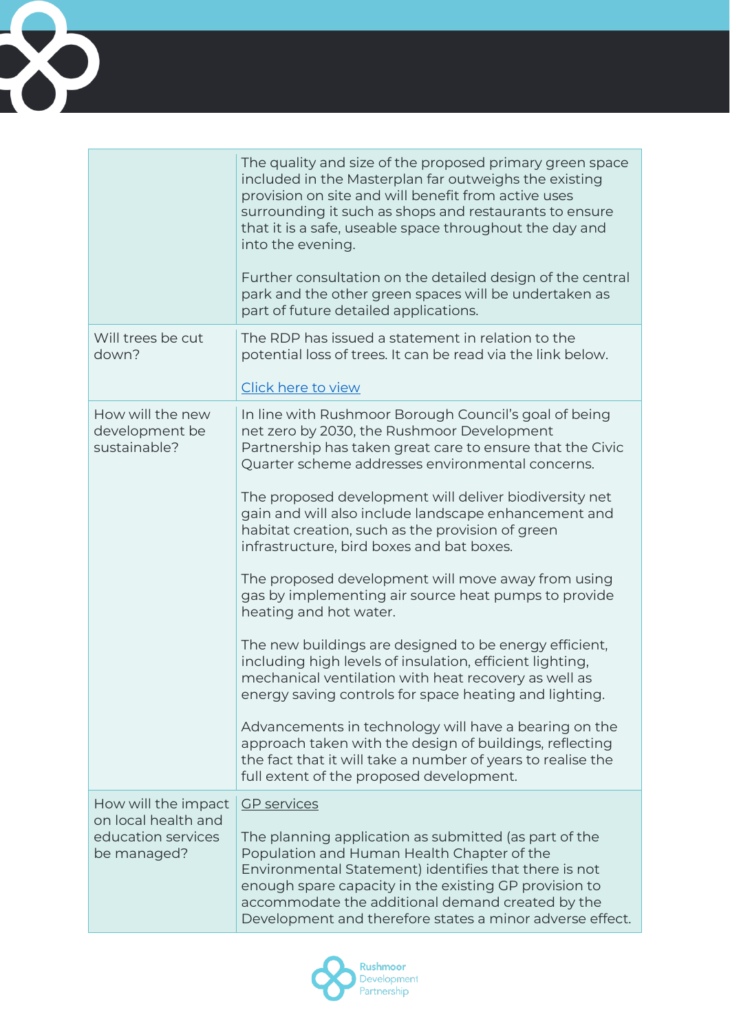|  |  |
| --- | --- |
|  | The quality and size of the proposed primary green space included in the Masterplan far outweighs the existing provision on site and will benefit from active uses surrounding it such as shops and restaurants to ensure that it is a safe, useable space throughout the day and into the evening.<br><br>Further consultation on the detailed design of the central park and the other green spaces will be undertaken as part of future detailed applications. |
| Will trees be cut down? | The RDP has issued a statement in relation to the potential loss of trees. It can be read via the link below.<br><br>Click here to view |
| How will the new development be sustainable? | In line with Rushmoor Borough Council's goal of being net zero by 2030, the Rushmoor Development Partnership has taken great care to ensure that the Civic Quarter scheme addresses environmental concerns.<br><br>The proposed development will deliver biodiversity net gain and will also include landscape enhancement and habitat creation, such as the provision of green infrastructure, bird boxes and bat boxes.<br><br>The proposed development will move away from using gas by implementing air source heat pumps to provide heating and hot water.<br><br>The new buildings are designed to be energy efficient, including high levels of insulation, efficient lighting, mechanical ventilation with heat recovery as well as energy saving controls for space heating and lighting.<br><br>Advancements in technology will have a bearing on the approach taken with the design of buildings, reflecting the fact that it will take a number of years to realise the full extent of the proposed development. |
| How will the impact on local health and education services be managed? | GP services<br><br>The planning application as submitted (as part of the Population and Human Health Chapter of the Environmental Statement) identifies that there is not enough spare capacity in the existing GP provision to accommodate the additional demand created by the Development and therefore states a minor adverse effect. |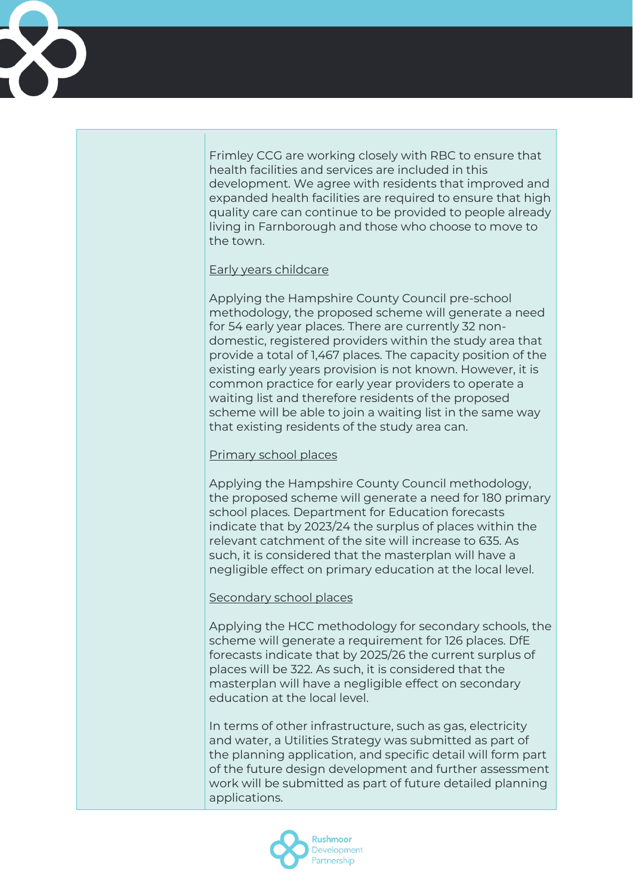| | |
|---|---|
| | Frimley CCG are working closely with RBC to ensure that health facilities and services are included in this development. We agree with residents that improved and expanded health facilities are required to ensure that high quality care can continue to be provided to people already living in Farnborough and those who choose to move to the town.<br><br><u>Early years childcare</u><br><br>Applying the Hampshire County Council pre-school methodology, the proposed scheme will generate a need for 54 early year places. There are currently 32 non-domestic, registered providers within the study area that provide a total of 1,467 places. The capacity position of the existing early years provision is not known. However, it is common practice for early year providers to operate a waiting list and therefore residents of the proposed scheme will be able to join a waiting list in the same way that existing residents of the study area can.<br><br><u>Primary school places</u><br><br>Applying the Hampshire County Council methodology, the proposed scheme will generate a need for 180 primary school places. Department for Education forecasts indicate that by 2023/24 the surplus of places within the relevant catchment of the site will increase to 635. As such, it is considered that the masterplan will have a negligible effect on primary education at the local level.<br><br><u>Secondary school places</u><br><br>Applying the HCC methodology for secondary schools, the scheme will generate a requirement for 126 places. DfE forecasts indicate that by 2025/26 the current surplus of places will be 322. As such, it is considered that the masterplan will have a negligible effect on secondary education at the local level.<br><br>In terms of other infrastructure, such as gas, electricity and water, a Utilities Strategy was submitted as part of the planning application, and specific detail will form part of the future design development and further assessment work will be submitted as part of future detailed planning applications. |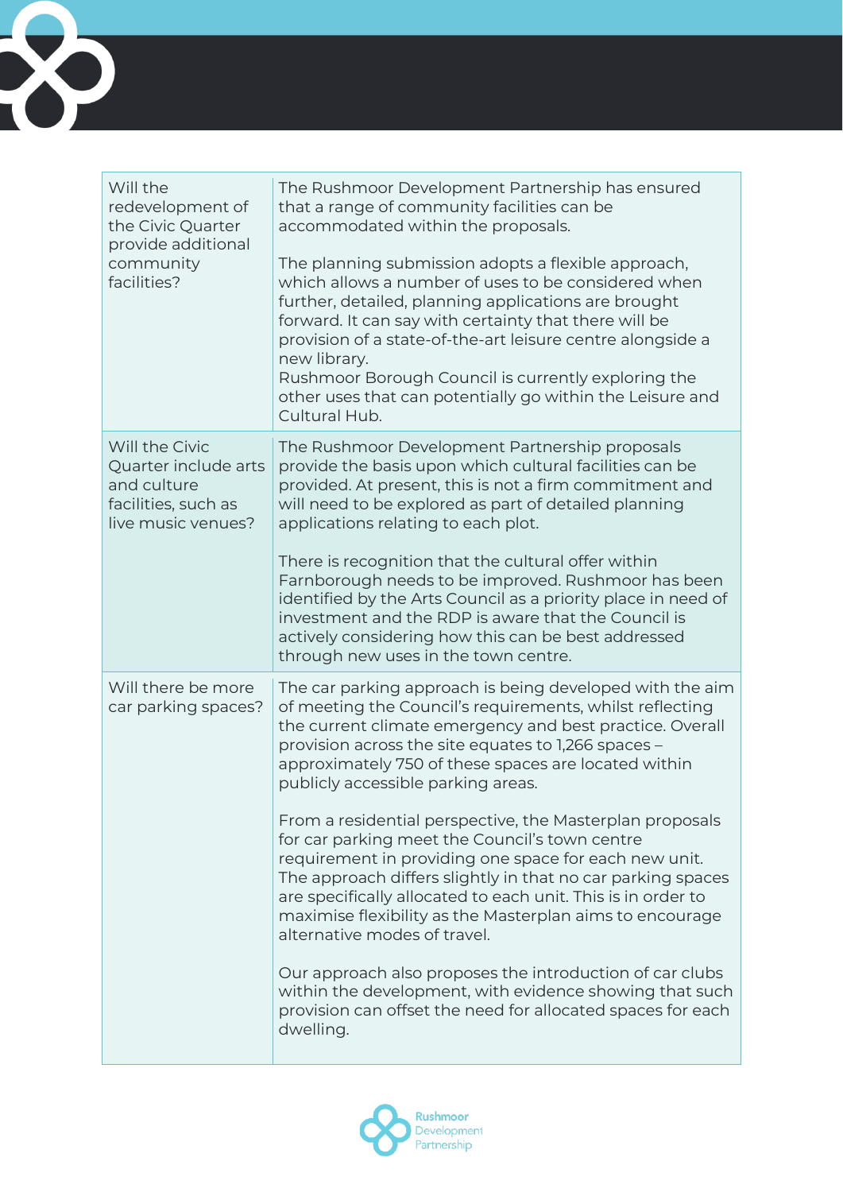| Question | Answer |
| --- | --- |
| Will the redevelopment of the Civic Quarter provide additional community facilities? | The Rushmoor Development Partnership has ensured that a range of community facilities can be accommodated within the proposals.<br><br>The planning submission adopts a flexible approach, which allows a number of uses to be considered when further, detailed, planning applications are brought forward. It can say with certainty that there will be provision of a state-of-the-art leisure centre alongside a new library.<br>Rushmoor Borough Council is currently exploring the other uses that can potentially go within the Leisure and Cultural Hub. |
| Will the Civic Quarter include arts and culture facilities, such as live music venues? | The Rushmoor Development Partnership proposals provide the basis upon which cultural facilities can be provided. At present, this is not a firm commitment and will need to be explored as part of detailed planning applications relating to each plot.<br><br>There is recognition that the cultural offer within Farnborough needs to be improved. Rushmoor has been identified by the Arts Council as a priority place in need of investment and the RDP is aware that the Council is actively considering how this can be best addressed through new uses in the town centre. |
| Will there be more car parking spaces? | The car parking approach is being developed with the aim of meeting the Council's requirements, whilst reflecting the current climate emergency and best practice. Overall provision across the site equates to 1,266 spaces – approximately 750 of these spaces are located within publicly accessible parking areas.<br><br>From a residential perspective, the Masterplan proposals for car parking meet the Council's town centre requirement in providing one space for each new unit. The approach differs slightly in that no car parking spaces are specifically allocated to each unit. This is in order to maximise flexibility as the Masterplan aims to encourage alternative modes of travel.<br><br>Our approach also proposes the introduction of car clubs within the development, with evidence showing that such provision can offset the need for allocated spaces for each dwelling. |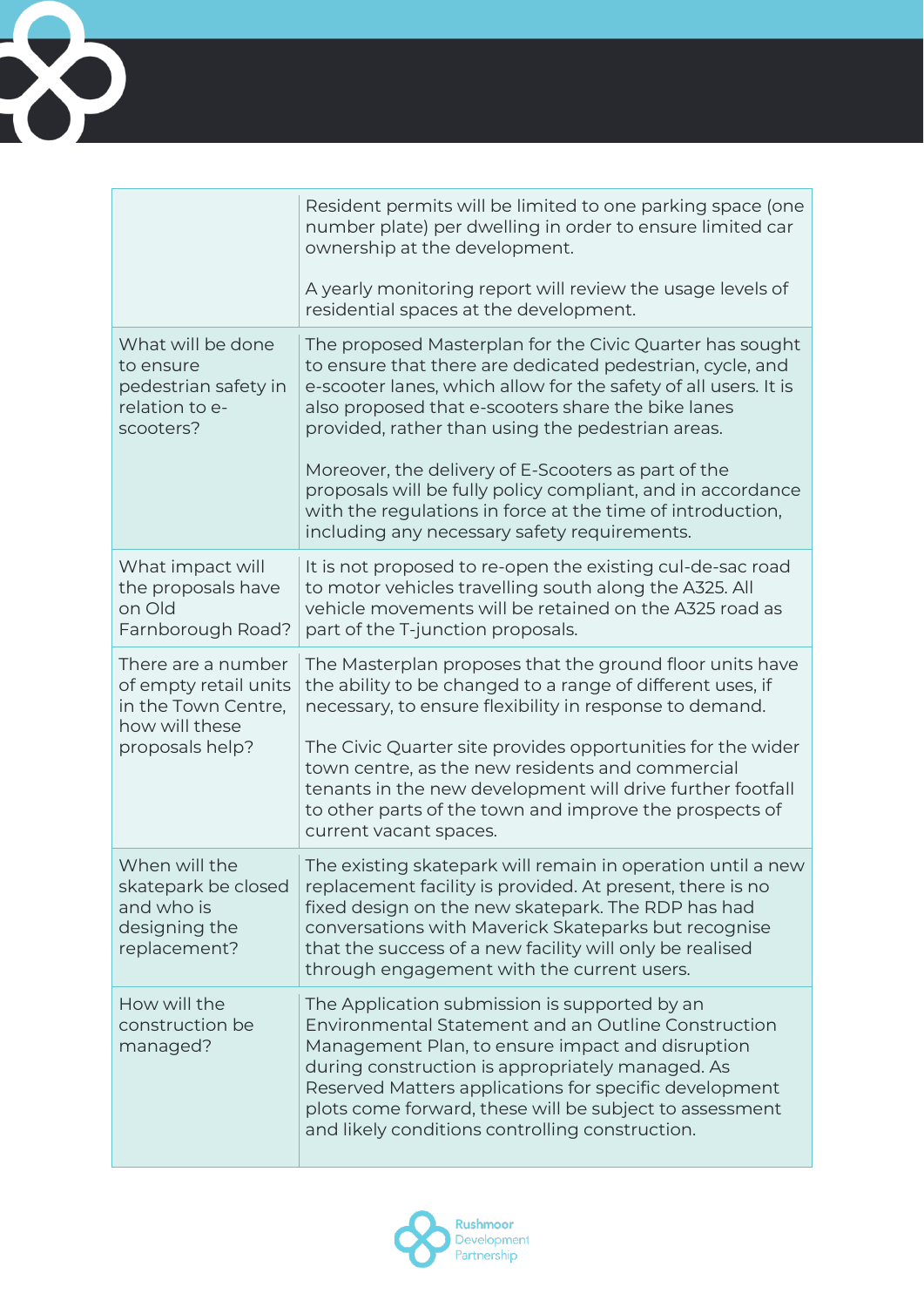| | |
|---|---|
| | Resident permits will be limited to one parking space (one number plate) per dwelling in order to ensure limited car ownership at the development.<br><br>A yearly monitoring report will review the usage levels of residential spaces at the development. |
| What will be done to ensure pedestrian safety in relation to e-scooters? | The proposed Masterplan for the Civic Quarter has sought to ensure that there are dedicated pedestrian, cycle, and e-scooter lanes, which allow for the safety of all users. It is also proposed that e-scooters share the bike lanes provided, rather than using the pedestrian areas.<br><br>Moreover, the delivery of E-Scooters as part of the proposals will be fully policy compliant, and in accordance with the regulations in force at the time of introduction, including any necessary safety requirements. |
| What impact will the proposals have on Old Farnborough Road? | It is not proposed to re-open the existing cul-de-sac road to motor vehicles travelling south along the A325. All vehicle movements will be retained on the A325 road as part of the T-junction proposals. |
| There are a number of empty retail units in the Town Centre, how will these proposals help? | The Masterplan proposes that the ground floor units have the ability to be changed to a range of different uses, if necessary, to ensure flexibility in response to demand.<br><br>The Civic Quarter site provides opportunities for the wider town centre, as the new residents and commercial tenants in the new development will drive further footfall to other parts of the town and improve the prospects of current vacant spaces. |
| When will the skatepark be closed and who is designing the replacement? | The existing skatepark will remain in operation until a new replacement facility is provided. At present, there is no fixed design on the new skatepark. The RDP has had conversations with Maverick Skateparks but recognise that the success of a new facility will only be realised through engagement with the current users. |
| How will the construction be managed? | The Application submission is supported by an Environmental Statement and an Outline Construction Management Plan, to ensure impact and disruption during construction is appropriately managed. As Reserved Matters applications for specific development plots come forward, these will be subject to assessment and likely conditions controlling construction. |

Rushmoor Development Partnership